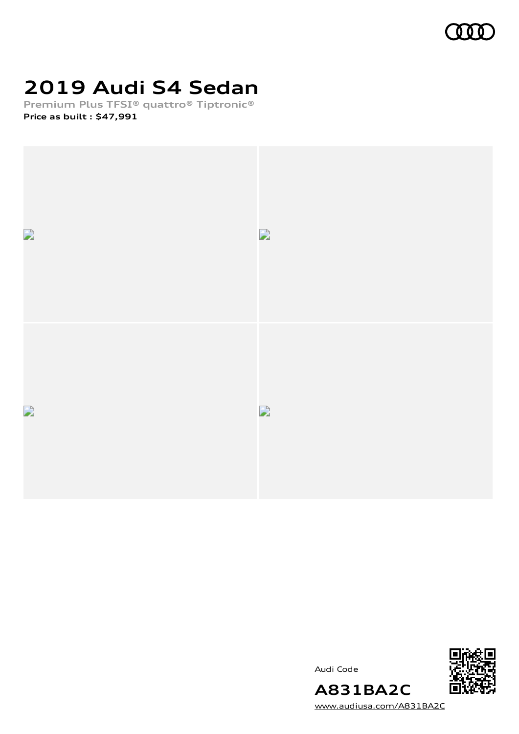# 2019 Audi S4 Sedan

**Premium Plus TFSI® quattro® Tiptronic®**

**Price as built : $47,991**

Audi Code

**A831BA2C**

www.audiusa.com/A831BA2C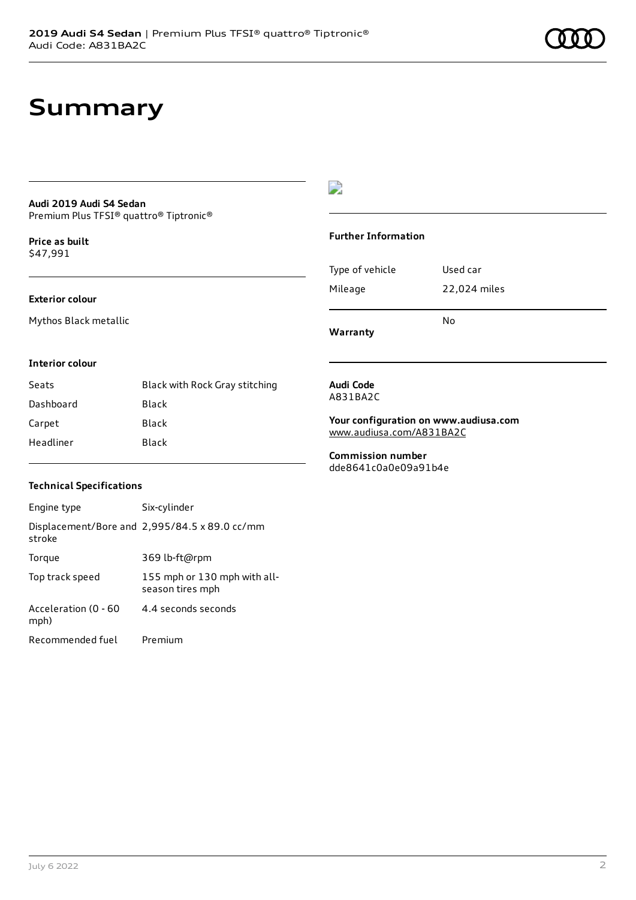# Summary

**Audi 2019 Audi S4 Sedan**
Premium Plus TFSI® quattro® Tiptronic®

**Price as built**
$47,991

**Exterior colour**

Mythos Black metallic

**Interior colour**

| | |
|---|---|
| Seats | Black with Rock Gray stitching |
| Dashboard | Black |
| Carpet | Black |
| Headliner | Black |

**Technical Specifications**

| | |
|---|---|
| Engine type | Six-cylinder |
| Displacement/Bore and stroke | 2,995/84.5 x 89.0 cc/mm |
| Torque | 369 lb-ft@rpm |
| Top track speed | 155 mph or 130 mph with all-season tires mph |
| Acceleration (0 - 60 mph) | 4.4 seconds seconds |
| Recommended fuel | Premium |

**Further Information**

| | |
|---|---|
| Type of vehicle | Used car |
| Mileage | 22,024 miles |
| **Warranty** | No |

**Audi Code**
A831BA2C

**Your configuration on www.audiusa.com**
www.audiusa.com/A831BA2C

**Commission number**
dde8641c0a0e09a91b4e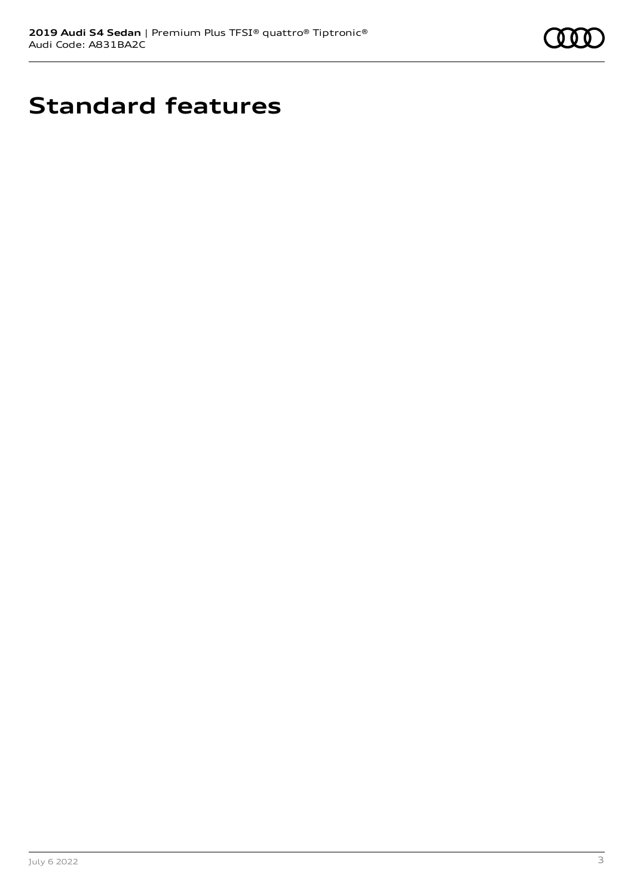# Standard features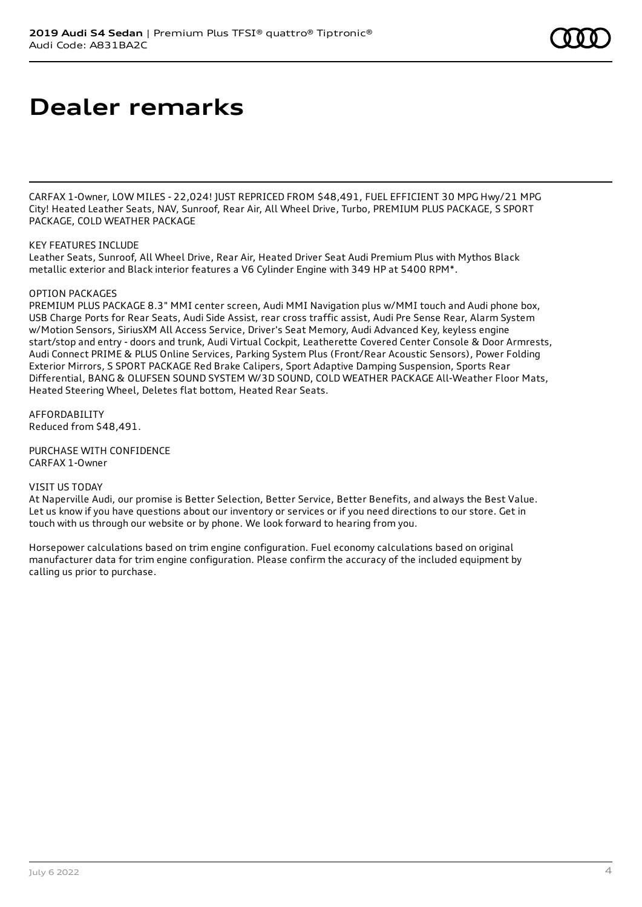# Dealer remarks

CARFAX 1-Owner, LOW MILES - 22,024! JUST REPRICED FROM $48,491, FUEL EFFICIENT 30 MPG Hwy/21 MPG City! Heated Leather Seats, NAV, Sunroof, Rear Air, All Wheel Drive, Turbo, PREMIUM PLUS PACKAGE, S SPORT PACKAGE, COLD WEATHER PACKAGE

KEY FEATURES INCLUDE
Leather Seats, Sunroof, All Wheel Drive, Rear Air, Heated Driver Seat Audi Premium Plus with Mythos Black metallic exterior and Black interior features a V6 Cylinder Engine with 349 HP at 5400 RPM*.

OPTION PACKAGES
PREMIUM PLUS PACKAGE 8.3" MMI center screen, Audi MMI Navigation plus w/MMI touch and Audi phone box, USB Charge Ports for Rear Seats, Audi Side Assist, rear cross traffic assist, Audi Pre Sense Rear, Alarm System w/Motion Sensors, SiriusXM All Access Service, Driver's Seat Memory, Audi Advanced Key, keyless engine start/stop and entry - doors and trunk, Audi Virtual Cockpit, Leatherette Covered Center Console & Door Armrests, Audi Connect PRIME & PLUS Online Services, Parking System Plus (Front/Rear Acoustic Sensors), Power Folding Exterior Mirrors, S SPORT PACKAGE Red Brake Calipers, Sport Adaptive Damping Suspension, Sports Rear Differential, BANG & OLUFSEN SOUND SYSTEM W/3D SOUND, COLD WEATHER PACKAGE All-Weather Floor Mats, Heated Steering Wheel, Deletes flat bottom, Heated Rear Seats.

AFFORDABILITY
Reduced from $48,491.

PURCHASE WITH CONFIDENCE
CARFAX 1-Owner

VISIT US TODAY
At Naperville Audi, our promise is Better Selection, Better Service, Better Benefits, and always the Best Value. Let us know if you have questions about our inventory or services or if you need directions to our store. Get in touch with us through our website or by phone. We look forward to hearing from you.

Horsepower calculations based on trim engine configuration. Fuel economy calculations based on original manufacturer data for trim engine configuration. Please confirm the accuracy of the included equipment by calling us prior to purchase.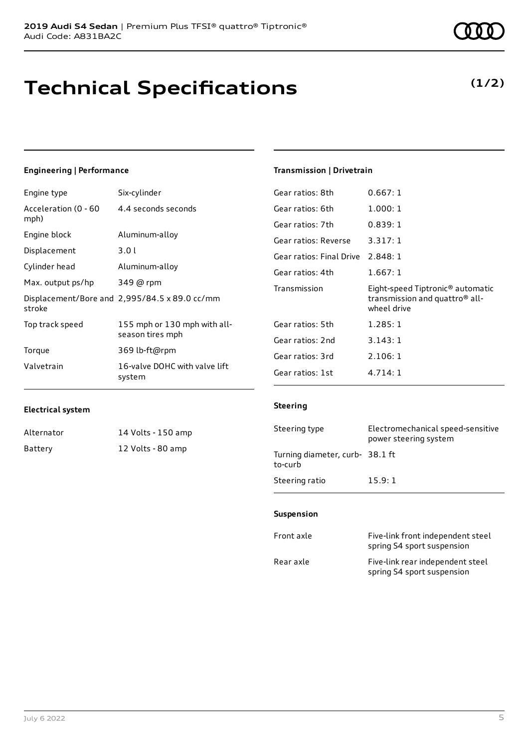# Technical Specifications

**(1/2)**

### Engineering | Performance

| | |
|---|---|
| Engine type | Six-cylinder |
| Acceleration (0 - 60 mph) | 4.4 seconds seconds |
| Engine block | Aluminum-alloy |
| Displacement | 3.0 l |
| Cylinder head | Aluminum-alloy |
| Max. output ps/hp | 349 @ rpm |
| Displacement/Bore and stroke | 2,995/84.5 x 89.0 cc/mm |
| Top track speed | 155 mph or 130 mph with all-season tires mph |
| Torque | 369 lb-ft@rpm |
| Valvetrain | 16-valve DOHC with valve lift system |

### Electrical system

| | |
|---|---|
| Alternator | 14 Volts - 150 amp |
| Battery | 12 Volts - 80 amp |

### Transmission | Drivetrain

| | |
|---|---|
| Gear ratios: 8th | 0.667: 1 |
| Gear ratios: 6th | 1.000: 1 |
| Gear ratios: 7th | 0.839: 1 |
| Gear ratios: Reverse | 3.317: 1 |
| Gear ratios: Final Drive | 2.848: 1 |
| Gear ratios: 4th | 1.667: 1 |
| Transmission | Eight-speed Tiptronic® automatic transmission and quattro® all-wheel drive |
| Gear ratios: 5th | 1.285: 1 |
| Gear ratios: 2nd | 3.143: 1 |
| Gear ratios: 3rd | 2.106: 1 |
| Gear ratios: 1st | 4.714: 1 |

### Steering

| | |
|---|---|
| Steering type | Electromechanical speed-sensitive power steering system |
| Turning diameter, curb-to-curb | 38.1 ft |
| Steering ratio | 15.9: 1 |

### Suspension

| | |
|---|---|
| Front axle | Five-link front independent steel spring S4 sport suspension |
| Rear axle | Five-link rear independent steel spring S4 sport suspension |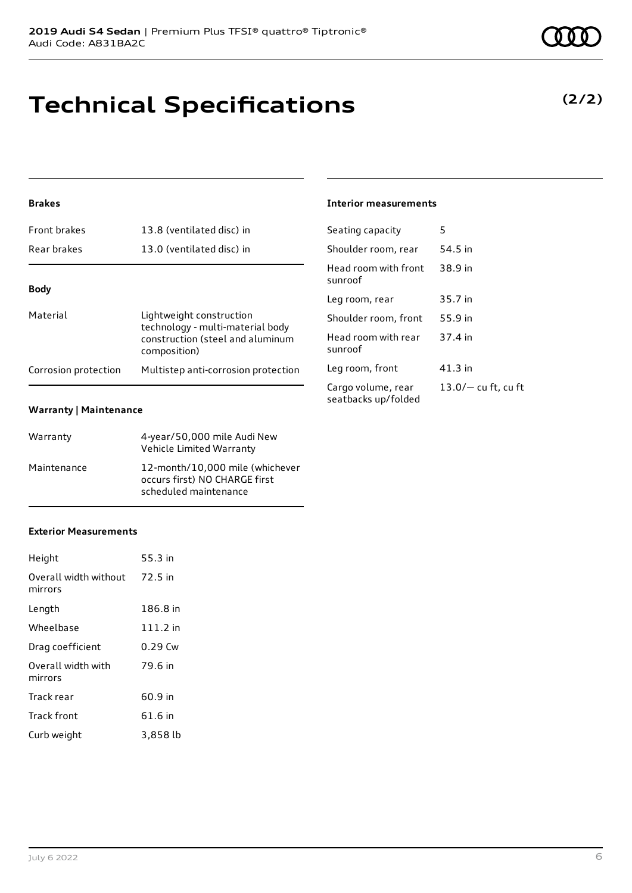# Technical Specifications

**(2/2)**

### Brakes

| | |
|---|---|
| Front brakes | 13.8 (ventilated disc) in |
| Rear brakes | 13.0 (ventilated disc) in |

### Body

| | |
|---|---|
| Material | Lightweight construction technology - multi-material body construction (steel and aluminum composition) |
| Corrosion protection | Multistep anti-corrosion protection |

### Warranty | Maintenance

| | |
|---|---|
| Warranty | 4-year/50,000 mile Audi New Vehicle Limited Warranty |
| Maintenance | 12-month/10,000 mile (whichever occurs first) NO CHARGE first scheduled maintenance |

### Exterior Measurements

| | |
|---|---|
| Height | 55.3 in |
| Overall width without mirrors | 72.5 in |
| Length | 186.8 in |
| Wheelbase | 111.2 in |
| Drag coefficient | 0.29 Cw |
| Overall width with mirrors | 79.6 in |
| Track rear | 60.9 in |
| Track front | 61.6 in |
| Curb weight | 3,858 lb |

### Interior measurements

| | |
|---|---|
| Seating capacity | 5 |
| Shoulder room, rear | 54.5 in |
| Head room with front sunroof | 38.9 in |
| Leg room, rear | 35.7 in |
| Shoulder room, front | 55.9 in |
| Head room with rear sunroof | 37.4 in |
| Leg room, front | 41.3 in |
| Cargo volume, rear seatbacks up/folded | 13.0/— cu ft, cu ft |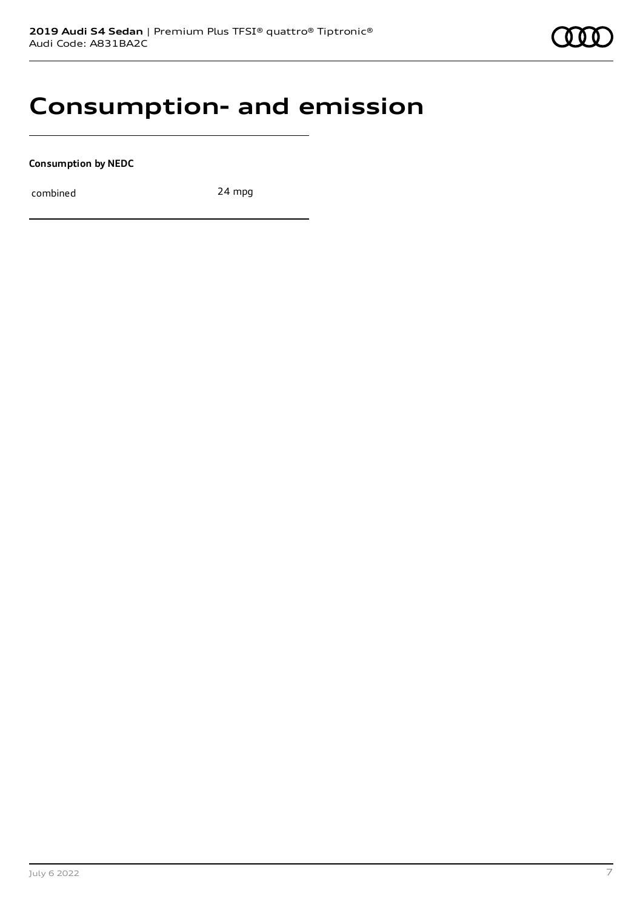# Consumption- and emission

**Consumption by NEDC**

| | |
|---|---|
| combined | 24 mpg |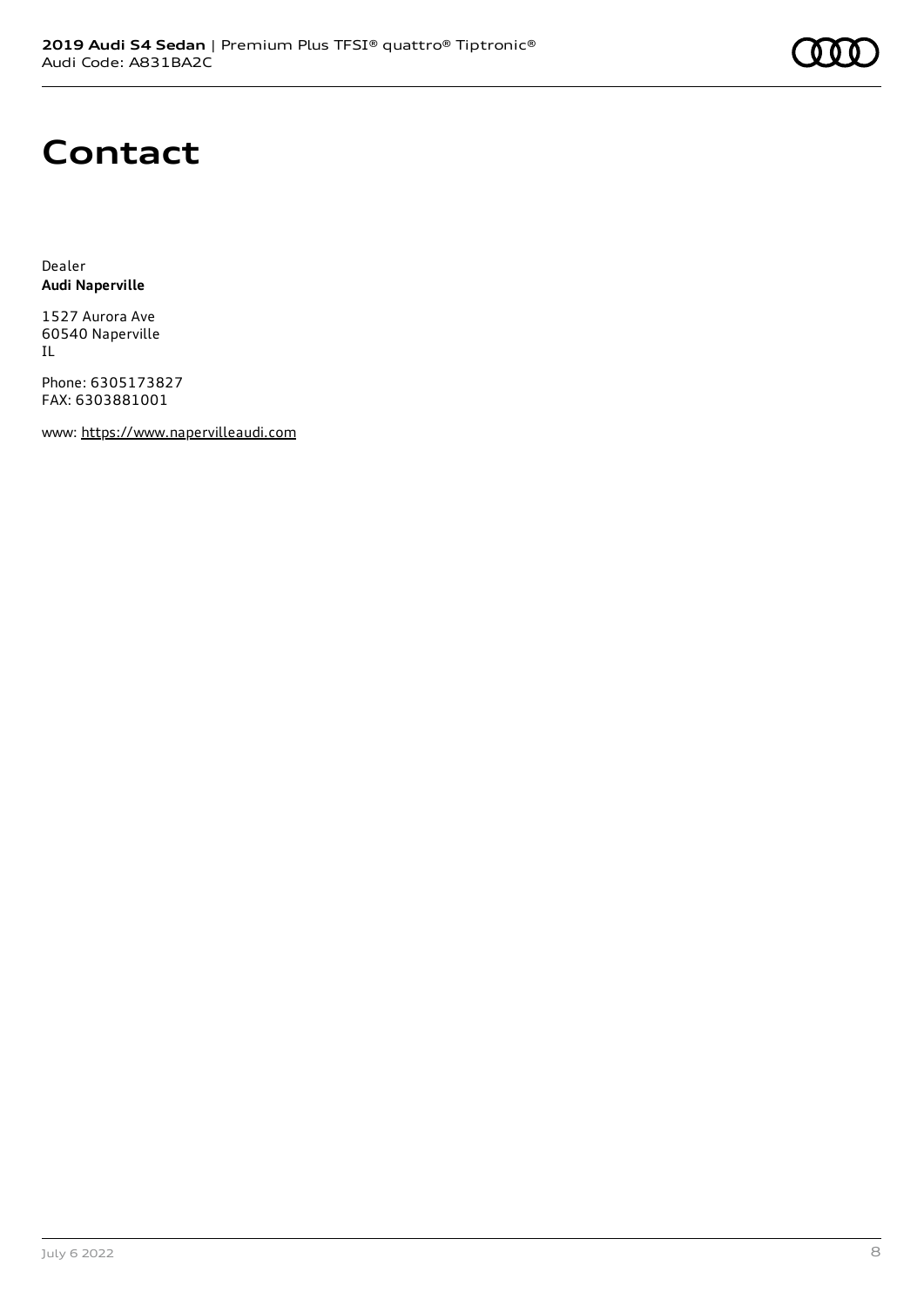# Contact

Dealer
**Audi Naperville**

1527 Aurora Ave
60540 Naperville
IL

Phone: 6305173827
FAX: 6303881001

www: https://www.napervilleaudi.com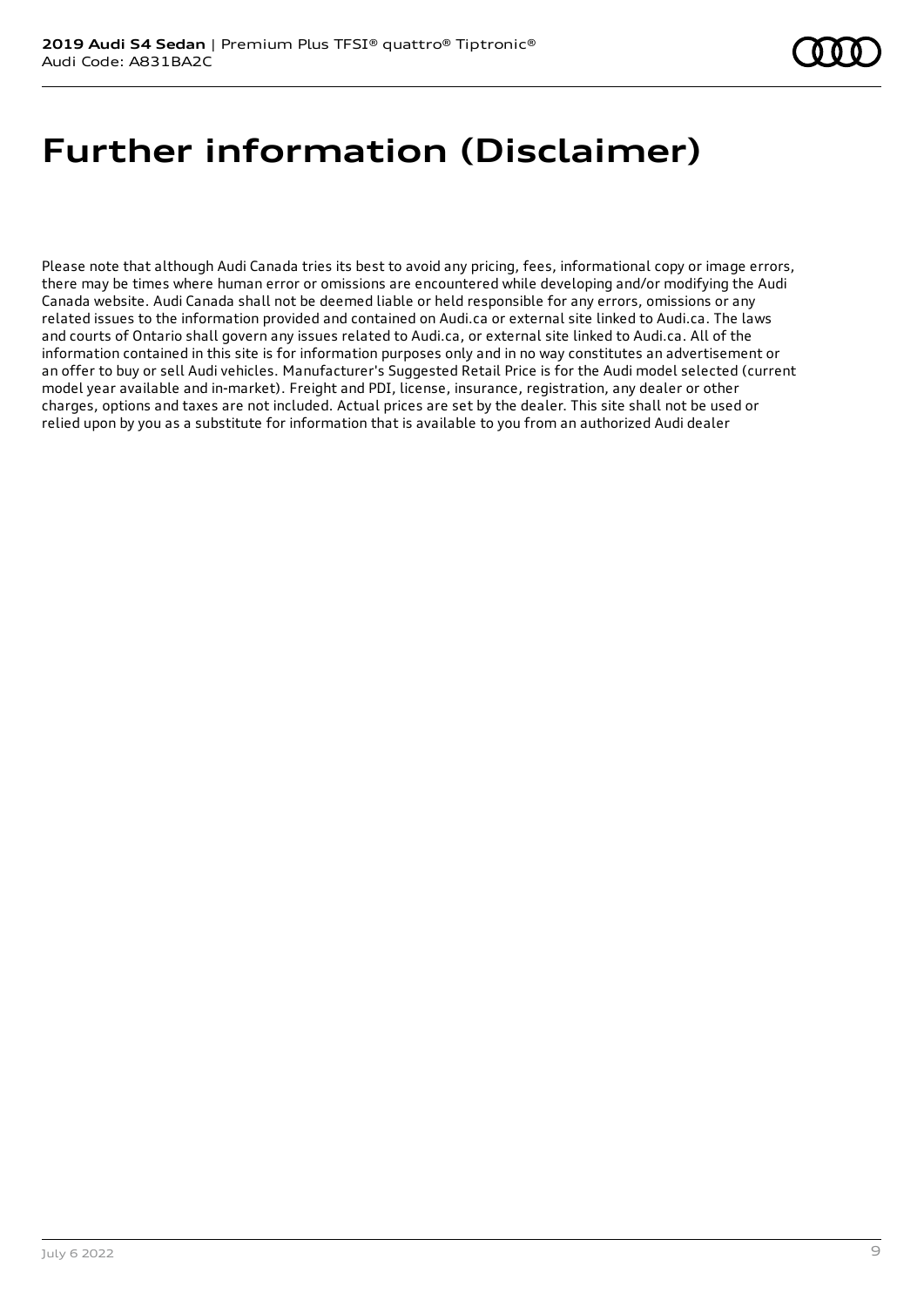# Further information (Disclaimer)

Please note that although Audi Canada tries its best to avoid any pricing, fees, informational copy or image errors, there may be times where human error or omissions are encountered while developing and/or modifying the Audi Canada website. Audi Canada shall not be deemed liable or held responsible for any errors, omissions or any related issues to the information provided and contained on Audi.ca or external site linked to Audi.ca. The laws and courts of Ontario shall govern any issues related to Audi.ca, or external site linked to Audi.ca. All of the information contained in this site is for information purposes only and in no way constitutes an advertisement or an offer to buy or sell Audi vehicles. Manufacturer's Suggested Retail Price is for the Audi model selected (current model year available and in-market). Freight and PDI, license, insurance, registration, any dealer or other charges, options and taxes are not included. Actual prices are set by the dealer. This site shall not be used or relied upon by you as a substitute for information that is available to you from an authorized Audi dealer